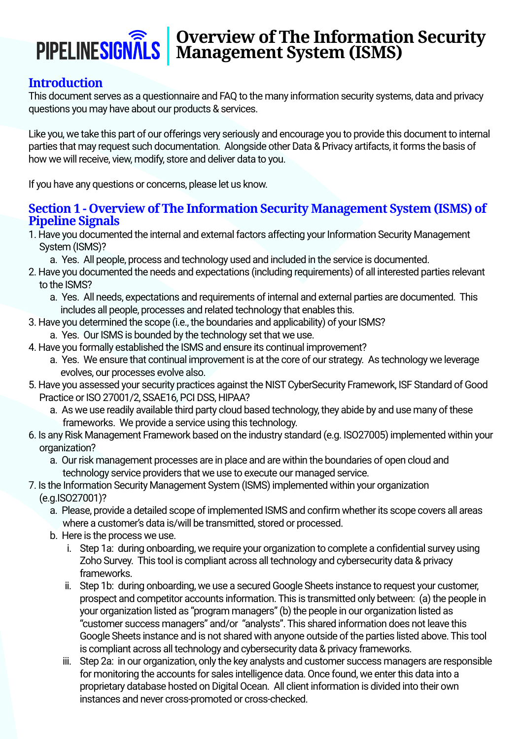# PIPELINESIGNALS | Overview of The Information Security Management System (ISMS)

## Introduction

This document serves as a questionnaire and FAQ to the many information security systems, data and privacy questions you may have about our products & services.

Like you, we take this part of our offerings very seriously and encourage you to provide this document to internal parties that may request such documentation. Alongside other Data & Privacy artifacts, it forms the basis of how we will receive, view, modify, store and deliver data to you.

If you have any questions or concerns, please let us know.

## Section 1 - Overview of The Information Security Management System (ISMS) of Pipeline Signals

1. Have you documented the internal and external factors affecting your Information Security Management System (ISMS)?
   a. Yes. All people, process and technology used and included in the service is documented.
2. Have you documented the needs and expectations (including requirements) of all interested parties relevant to the ISMS?
   a. Yes. All needs, expectations and requirements of internal and external parties are documented. This includes all people, processes and related technology that enables this.
3. Have you determined the scope (i.e., the boundaries and applicability) of your ISMS?
   a. Yes. Our ISMS is bounded by the technology set that we use.
4. Have you formally established the ISMS and ensure its continual improvement?
   a. Yes. We ensure that continual improvement is at the core of our strategy. As technology we leverage evolves, our processes evolve also.
5. Have you assessed your security practices against the NIST CyberSecurity Framework, ISF Standard of Good Practice or ISO 27001/2, SSAE16, PCI DSS, HIPAA?
   a. As we use readily available third party cloud based technology, they abide by and use many of these frameworks. We provide a service using this technology.
6. Is any Risk Management Framework based on the industry standard (e.g. ISO27005) implemented within your organization?
   a. Our risk management processes are in place and are within the boundaries of open cloud and technology service providers that we use to execute our managed service.
7. Is the Information Security Management System (ISMS) implemented within your organization (e.g.ISO27001)?
   a. Please, provide a detailed scope of implemented ISMS and confirm whether its scope covers all areas where a customer's data is/will be transmitted, stored or processed.
   b. Here is the process we use.
      i. Step 1a: during onboarding, we require your organization to complete a confidential survey using Zoho Survey. This tool is compliant across all technology and cybersecurity data & privacy frameworks.
      ii. Step 1b: during onboarding, we use a secured Google Sheets instance to request your customer, prospect and competitor accounts information. This is transmitted only between: (a) the people in your organization listed as "program managers" (b) the people in our organization listed as "customer success managers" and/or "analysts". This shared information does not leave this Google Sheets instance and is not shared with anyone outside of the parties listed above. This tool is compliant across all technology and cybersecurity data & privacy frameworks.
      iii. Step 2a: in our organization, only the key analysts and customer success managers are responsible for monitoring the accounts for sales intelligence data. Once found, we enter this data into a proprietary database hosted on Digital Ocean. All client information is divided into their own instances and never cross-promoted or cross-checked.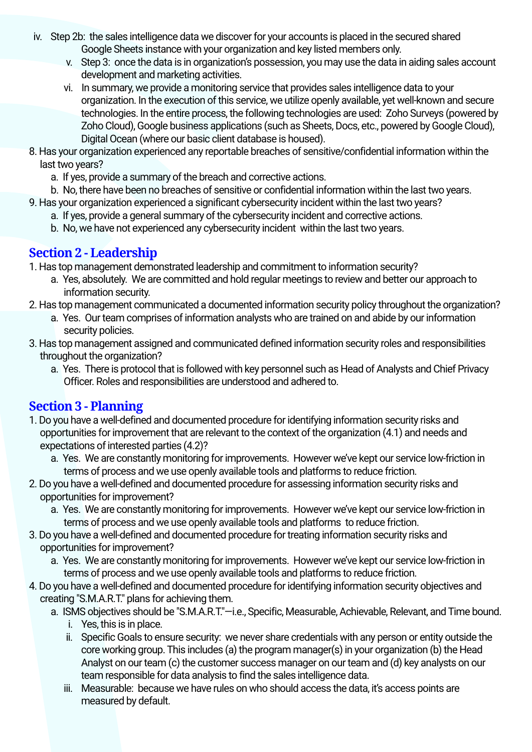iv. Step 2b: the sales intelligence data we discover for your accounts is placed in the secured shared Google Sheets instance with your organization and key listed members only.

v. Step 3: once the data is in organization's possession, you may use the data in aiding sales account development and marketing activities.

vi. In summary, we provide a monitoring service that provides sales intelligence data to your organization. In the execution of this service, we utilize openly available, yet well-known and secure technologies. In the entire process, the following technologies are used: Zoho Surveys (powered by Zoho Cloud), Google business applications (such as Sheets, Docs, etc., powered by Google Cloud), Digital Ocean (where our basic client database is housed).

8. Has your organization experienced any reportable breaches of sensitive/confidential information within the last two years?
   a. If yes, provide a summary of the breach and corrective actions.
   b. No, there have been no breaches of sensitive or confidential information within the last two years.
9. Has your organization experienced a significant cybersecurity incident within the last two years?
   a. If yes, provide a general summary of the cybersecurity incident and corrective actions.
   b. No, we have not experienced any cybersecurity incident within the last two years.

## Section 2 - Leadership

1. Has top management demonstrated leadership and commitment to information security?
   a. Yes, absolutely. We are committed and hold regular meetings to review and better our approach to information security.
2. Has top management communicated a documented information security policy throughout the organization?
   a. Yes. Our team comprises of information analysts who are trained on and abide by our information security policies.
3. Has top management assigned and communicated defined information security roles and responsibilities throughout the organization?
   a. Yes. There is protocol that is followed with key personnel such as Head of Analysts and Chief Privacy Officer. Roles and responsibilities are understood and adhered to.

## Section 3 - Planning

1. Do you have a well-defined and documented procedure for identifying information security risks and opportunities for improvement that are relevant to the context of the organization (4.1) and needs and expectations of interested parties (4.2)?
   a. Yes. We are constantly monitoring for improvements. However we've kept our service low-friction in terms of process and we use openly available tools and platforms to reduce friction.
2. Do you have a well-defined and documented procedure for assessing information security risks and opportunities for improvement?
   a. Yes. We are constantly monitoring for improvements. However we've kept our service low-friction in terms of process and we use openly available tools and platforms to reduce friction.
3. Do you have a well-defined and documented procedure for treating information security risks and opportunities for improvement?
   a. Yes. We are constantly monitoring for improvements. However we've kept our service low-friction in terms of process and we use openly available tools and platforms to reduce friction.
4. Do you have a well-defined and documented procedure for identifying information security objectives and creating "S.M.A.R.T." plans for achieving them.
   a. ISMS objectives should be "S.M.A.R.T."—i.e., Specific, Measurable, Achievable, Relevant, and Time bound.
      i. Yes, this is in place.
      ii. Specific Goals to ensure security: we never share credentials with any person or entity outside the core working group. This includes (a) the program manager(s) in your organization (b) the Head Analyst on our team (c) the customer success manager on our team and (d) key analysts on our team responsible for data analysis to find the sales intelligence data.
      iii. Measurable: because we have rules on who should access the data, it's access points are measured by default.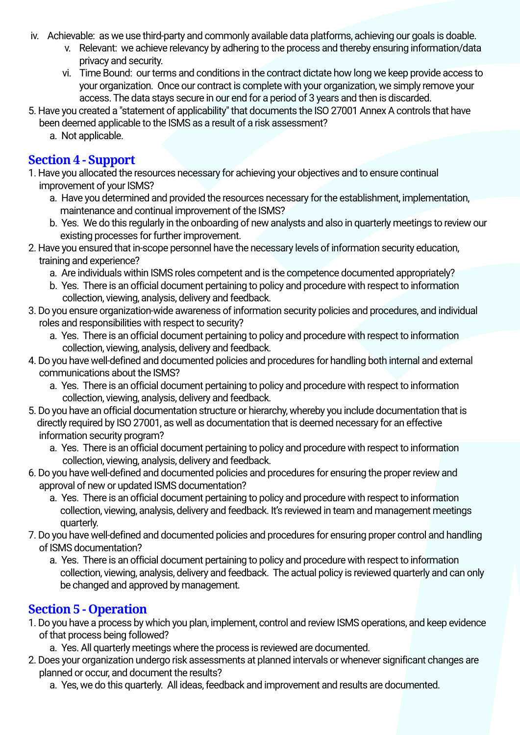iv. Achievable: as we use third-party and commonly available data platforms, achieving our goals is doable.

v. Relevant: we achieve relevancy by adhering to the process and thereby ensuring information/data privacy and security.

vi. Time Bound: our terms and conditions in the contract dictate how long we keep provide access to your organization. Once our contract is complete with your organization, we simply remove your access. The data stays secure in our end for a period of 3 years and then is discarded.

5. Have you created a "statement of applicability" that documents the ISO 27001 Annex A controls that have been deemed applicable to the ISMS as a result of a risk assessment?
    a. Not applicable.

## Section 4 - Support

1. Have you allocated the resources necessary for achieving your objectives and to ensure continual improvement of your ISMS?
    a. Have you determined and provided the resources necessary for the establishment, implementation, maintenance and continual improvement of the ISMS?
    b. Yes. We do this regularly in the onboarding of new analysts and also in quarterly meetings to review our existing processes for further improvement.
2. Have you ensured that in-scope personnel have the necessary levels of information security education, training and experience?
    a. Are individuals within ISMS roles competent and is the competence documented appropriately?
    b. Yes. There is an official document pertaining to policy and procedure with respect to information collection, viewing, analysis, delivery and feedback.
3. Do you ensure organization-wide awareness of information security policies and procedures, and individual roles and responsibilities with respect to security?
    a. Yes. There is an official document pertaining to policy and procedure with respect to information collection, viewing, analysis, delivery and feedback.
4. Do you have well-defined and documented policies and procedures for handling both internal and external communications about the ISMS?
    a. Yes. There is an official document pertaining to policy and procedure with respect to information collection, viewing, analysis, delivery and feedback.
5. Do you have an official documentation structure or hierarchy, whereby you include documentation that is directly required by ISO 27001, as well as documentation that is deemed necessary for an effective information security program?
    a. Yes. There is an official document pertaining to policy and procedure with respect to information collection, viewing, analysis, delivery and feedback.
6. Do you have well-defined and documented policies and procedures for ensuring the proper review and approval of new or updated ISMS documentation?
    a. Yes. There is an official document pertaining to policy and procedure with respect to information collection, viewing, analysis, delivery and feedback. It's reviewed in team and management meetings quarterly.
7. Do you have well-defined and documented policies and procedures for ensuring proper control and handling of ISMS documentation?
    a. Yes. There is an official document pertaining to policy and procedure with respect to information collection, viewing, analysis, delivery and feedback. The actual policy is reviewed quarterly and can only be changed and approved by management.

## Section 5 - Operation

1. Do you have a process by which you plan, implement, control and review ISMS operations, and keep evidence of that process being followed?
    a. Yes. All quarterly meetings where the process is reviewed are documented.
2. Does your organization undergo risk assessments at planned intervals or whenever significant changes are planned or occur, and document the results?
    a. Yes, we do this quarterly. All ideas, feedback and improvement and results are documented.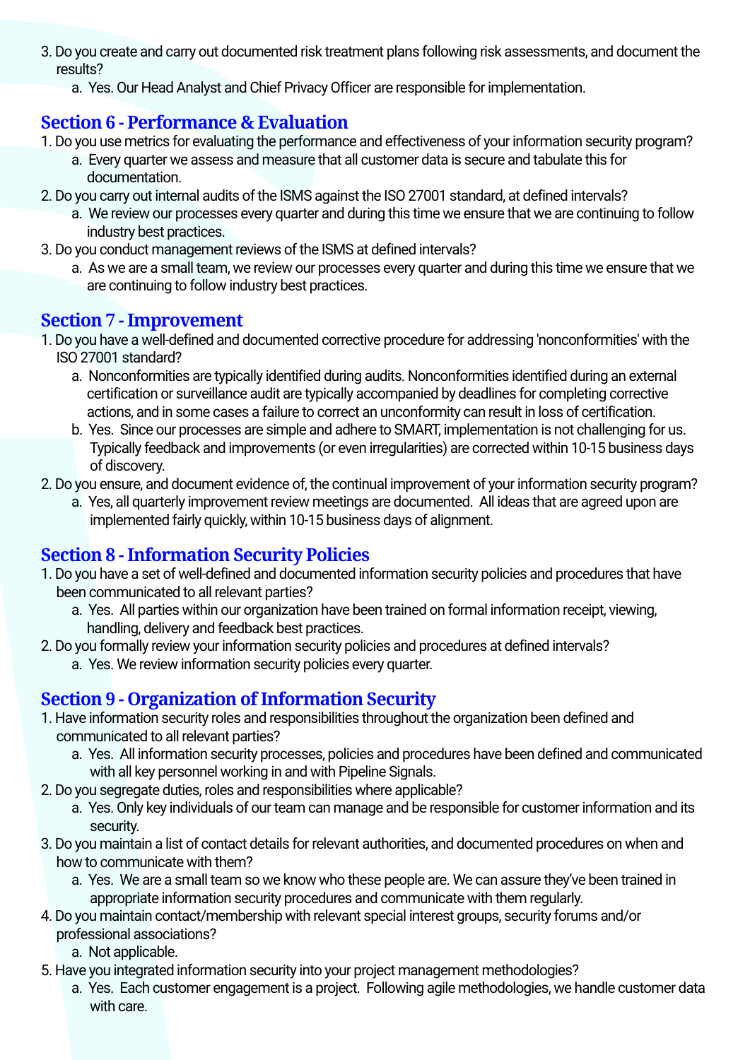3. Do you create and carry out documented risk treatment plans following risk assessments, and document the results?
    a. Yes. Our Head Analyst and Chief Privacy Officer are responsible for implementation.

## Section 6 - Performance & Evaluation

1. Do you use metrics for evaluating the performance and effectiveness of your information security program?
    a. Every quarter we assess and measure that all customer data is secure and tabulate this for documentation.
2. Do you carry out internal audits of the ISMS against the ISO 27001 standard, at defined intervals?
    a. We review our processes every quarter and during this time we ensure that we are continuing to follow industry best practices.
3. Do you conduct management reviews of the ISMS at defined intervals?
    a. As we are a small team, we review our processes every quarter and during this time we ensure that we are continuing to follow industry best practices.

## Section 7 - Improvement

1. Do you have a well-defined and documented corrective procedure for addressing 'nonconformities' with the ISO 27001 standard?
    a. Nonconformities are typically identified during audits. Nonconformities identified during an external certification or surveillance audit are typically accompanied by deadlines for completing corrective actions, and in some cases a failure to correct an unconformity can result in loss of certification.
    b. Yes. Since our processes are simple and adhere to SMART, implementation is not challenging for us. Typically feedback and improvements (or even irregularities) are corrected within 10-15 business days of discovery.
2. Do you ensure, and document evidence of, the continual improvement of your information security program?
    a. Yes, all quarterly improvement review meetings are documented. All ideas that are agreed upon are implemented fairly quickly, within 10-15 business days of alignment.

## Section 8 - Information Security Policies

1. Do you have a set of well-defined and documented information security policies and procedures that have been communicated to all relevant parties?
    a. Yes. All parties within our organization have been trained on formal information receipt, viewing, handling, delivery and feedback best practices.
2. Do you formally review your information security policies and procedures at defined intervals?
    a. Yes. We review information security policies every quarter.

## Section 9 - Organization of Information Security

1. Have information security roles and responsibilities throughout the organization been defined and communicated to all relevant parties?
    a. Yes. All information security processes, policies and procedures have been defined and communicated with all key personnel working in and with Pipeline Signals.
2. Do you segregate duties, roles and responsibilities where applicable?
    a. Yes. Only key individuals of our team can manage and be responsible for customer information and its security.
3. Do you maintain a list of contact details for relevant authorities, and documented procedures on when and how to communicate with them?
    a. Yes. We are a small team so we know who these people are. We can assure they've been trained in appropriate information security procedures and communicate with them regularly.
4. Do you maintain contact/membership with relevant special interest groups, security forums and/or professional associations?
    a. Not applicable.
5. Have you integrated information security into your project management methodologies?
    a. Yes. Each customer engagement is a project. Following agile methodologies, we handle customer data with care.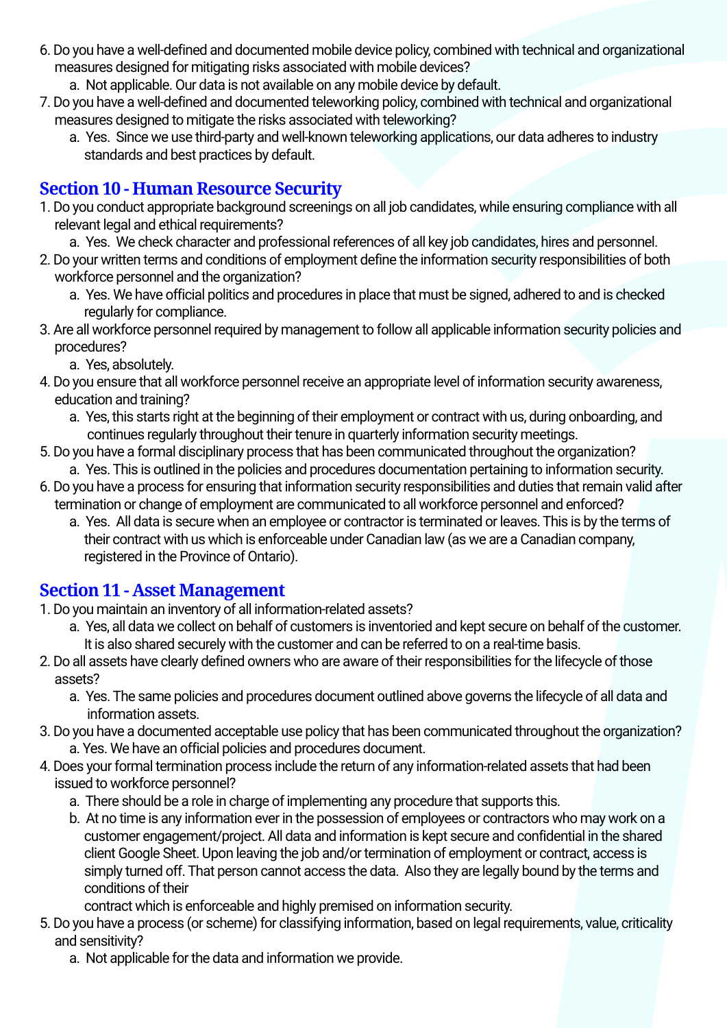6. Do you have a well-defined and documented mobile device policy, combined with technical and organizational measures designed for mitigating risks associated with mobile devices?
   a. Not applicable. Our data is not available on any mobile device by default.
7. Do you have a well-defined and documented teleworking policy, combined with technical and organizational measures designed to mitigate the risks associated with teleworking?
   a. Yes. Since we use third-party and well-known teleworking applications, our data adheres to industry standards and best practices by default.

## Section 10 - Human Resource Security

1. Do you conduct appropriate background screenings on all job candidates, while ensuring compliance with all relevant legal and ethical requirements?
   a. Yes. We check character and professional references of all key job candidates, hires and personnel.
2. Do your written terms and conditions of employment define the information security responsibilities of both workforce personnel and the organization?
   a. Yes. We have official politics and procedures in place that must be signed, adhered to and is checked regularly for compliance.
3. Are all workforce personnel required by management to follow all applicable information security policies and procedures?
   a. Yes, absolutely.
4. Do you ensure that all workforce personnel receive an appropriate level of information security awareness, education and training?
   a. Yes, this starts right at the beginning of their employment or contract with us, during onboarding, and continues regularly throughout their tenure in quarterly information security meetings.
5. Do you have a formal disciplinary process that has been communicated throughout the organization?
   a. Yes. This is outlined in the policies and procedures documentation pertaining to information security.
6. Do you have a process for ensuring that information security responsibilities and duties that remain valid after termination or change of employment are communicated to all workforce personnel and enforced?
   a. Yes. All data is secure when an employee or contractor is terminated or leaves. This is by the terms of their contract with us which is enforceable under Canadian law (as we are a Canadian company, registered in the Province of Ontario).

## Section 11 - Asset Management

1. Do you maintain an inventory of all information-related assets?
   a. Yes, all data we collect on behalf of customers is inventoried and kept secure on behalf of the customer. It is also shared securely with the customer and can be referred to on a real-time basis.
2. Do all assets have clearly defined owners who are aware of their responsibilities for the lifecycle of those assets?
   a. Yes. The same policies and procedures document outlined above governs the lifecycle of all data and information assets.
3. Do you have a documented acceptable use policy that has been communicated throughout the organization?
   a. Yes. We have an official policies and procedures document.
4. Does your formal termination process include the return of any information-related assets that had been issued to workforce personnel?
   a. There should be a role in charge of implementing any procedure that supports this.
   b. At no time is any information ever in the possession of employees or contractors who may work on a customer engagement/project. All data and information is kept secure and confidential in the shared client Google Sheet. Upon leaving the job and/or termination of employment or contract, access is simply turned off. That person cannot access the data. Also they are legally bound by the terms and conditions of their
      contract which is enforceable and highly premised on information security.
5. Do you have a process (or scheme) for classifying information, based on legal requirements, value, criticality and sensitivity?
   a. Not applicable for the data and information we provide.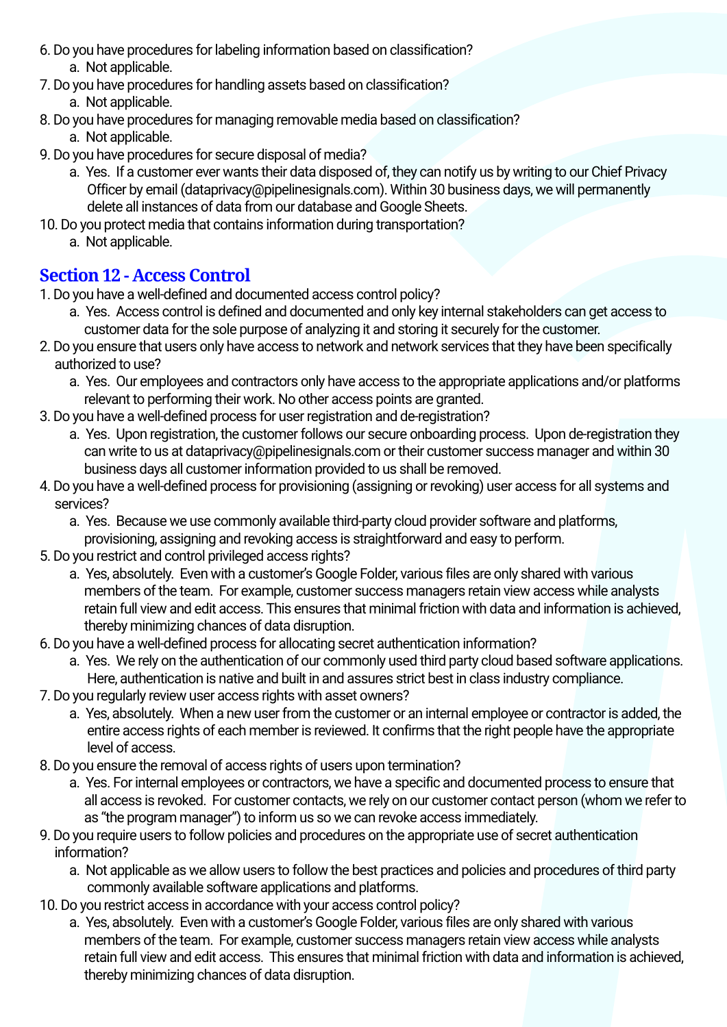6. Do you have procedures for labeling information based on classification?
    a. Not applicable.
7. Do you have procedures for handling assets based on classification?
    a. Not applicable.
8. Do you have procedures for managing removable media based on classification?
    a. Not applicable.
9. Do you have procedures for secure disposal of media?
    a. Yes. If a customer ever wants their data disposed of, they can notify us by writing to our Chief Privacy Officer by email (dataprivacy@pipelinesignals.com). Within 30 business days, we will permanently delete all instances of data from our database and Google Sheets.
10. Do you protect media that contains information during transportation?
    a. Not applicable.

## Section 12 - Access Control

1. Do you have a well-defined and documented access control policy?
    a. Yes. Access control is defined and documented and only key internal stakeholders can get access to customer data for the sole purpose of analyzing it and storing it securely for the customer.
2. Do you ensure that users only have access to network and network services that they have been specifically authorized to use?
    a. Yes. Our employees and contractors only have access to the appropriate applications and/or platforms relevant to performing their work. No other access points are granted.
3. Do you have a well-defined process for user registration and de-registration?
    a. Yes. Upon registration, the customer follows our secure onboarding process. Upon de-registration they can write to us at dataprivacy@pipelinesignals.com or their customer success manager and within 30 business days all customer information provided to us shall be removed.
4. Do you have a well-defined process for provisioning (assigning or revoking) user access for all systems and services?
    a. Yes. Because we use commonly available third-party cloud provider software and platforms, provisioning, assigning and revoking access is straightforward and easy to perform.
5. Do you restrict and control privileged access rights?
    a. Yes, absolutely. Even with a customer's Google Folder, various files are only shared with various members of the team. For example, customer success managers retain view access while analysts retain full view and edit access. This ensures that minimal friction with data and information is achieved, thereby minimizing chances of data disruption.
6. Do you have a well-defined process for allocating secret authentication information?
    a. Yes. We rely on the authentication of our commonly used third party cloud based software applications. Here, authentication is native and built in and assures strict best in class industry compliance.
7. Do you regularly review user access rights with asset owners?
    a. Yes, absolutely. When a new user from the customer or an internal employee or contractor is added, the entire access rights of each member is reviewed. It confirms that the right people have the appropriate level of access.
8. Do you ensure the removal of access rights of users upon termination?
    a. Yes. For internal employees or contractors, we have a specific and documented process to ensure that all access is revoked. For customer contacts, we rely on our customer contact person (whom we refer to as "the program manager") to inform us so we can revoke access immediately.
9. Do you require users to follow policies and procedures on the appropriate use of secret authentication information?
    a. Not applicable as we allow users to follow the best practices and policies and procedures of third party commonly available software applications and platforms.
10. Do you restrict access in accordance with your access control policy?
    a. Yes, absolutely. Even with a customer's Google Folder, various files are only shared with various members of the team. For example, customer success managers retain view access while analysts retain full view and edit access. This ensures that minimal friction with data and information is achieved, thereby minimizing chances of data disruption.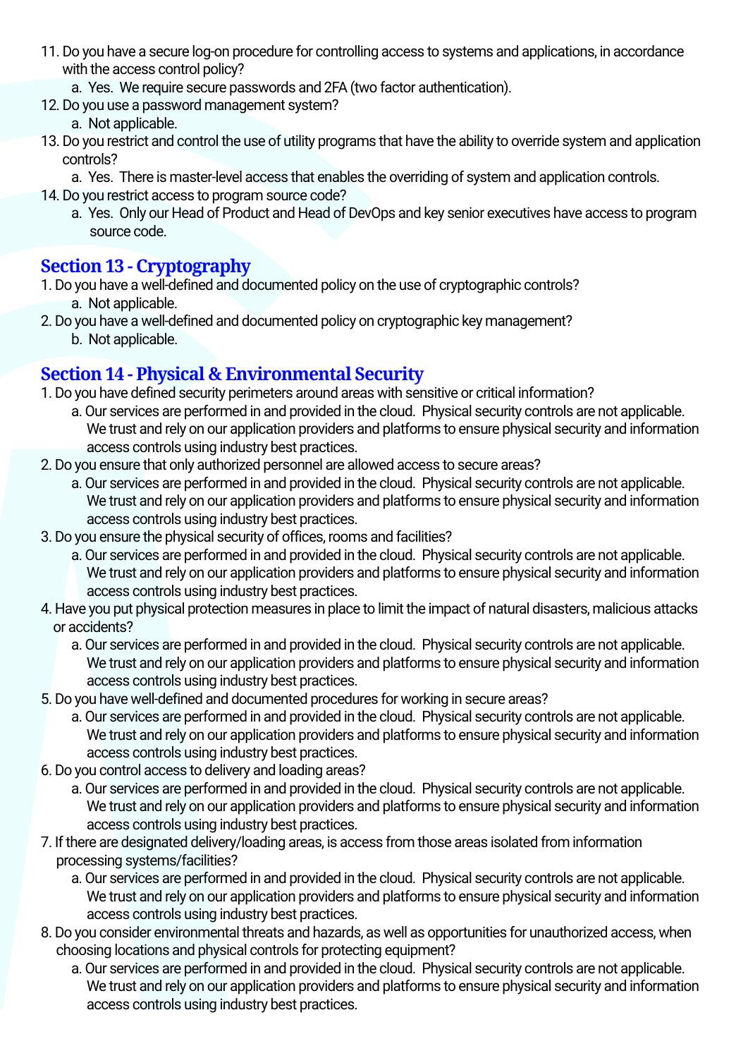11. Do you have a secure log-on procedure for controlling access to systems and applications, in accordance with the access control policy?
    a. Yes. We require secure passwords and 2FA (two factor authentication).
12. Do you use a password management system?
    a. Not applicable.
13. Do you restrict and control the use of utility programs that have the ability to override system and application controls?
    a. Yes. There is master-level access that enables the overriding of system and application controls.
14. Do you restrict access to program source code?
    a. Yes. Only our Head of Product and Head of DevOps and key senior executives have access to program source code.

## Section 13 - Cryptography

1. Do you have a well-defined and documented policy on the use of cryptographic controls?
    a. Not applicable.
2. Do you have a well-defined and documented policy on cryptographic key management?
    b. Not applicable.

## Section 14 - Physical & Environmental Security

1. Do you have defined security perimeters around areas with sensitive or critical information?
    a. Our services are performed in and provided in the cloud. Physical security controls are not applicable. We trust and rely on our application providers and platforms to ensure physical security and information access controls using industry best practices.
2. Do you ensure that only authorized personnel are allowed access to secure areas?
    a. Our services are performed in and provided in the cloud. Physical security controls are not applicable. We trust and rely on our application providers and platforms to ensure physical security and information access controls using industry best practices.
3. Do you ensure the physical security of offices, rooms and facilities?
    a. Our services are performed in and provided in the cloud. Physical security controls are not applicable. We trust and rely on our application providers and platforms to ensure physical security and information access controls using industry best practices.
4. Have you put physical protection measures in place to limit the impact of natural disasters, malicious attacks or accidents?
    a. Our services are performed in and provided in the cloud. Physical security controls are not applicable. We trust and rely on our application providers and platforms to ensure physical security and information access controls using industry best practices.
5. Do you have well-defined and documented procedures for working in secure areas?
    a. Our services are performed in and provided in the cloud. Physical security controls are not applicable. We trust and rely on our application providers and platforms to ensure physical security and information access controls using industry best practices.
6. Do you control access to delivery and loading areas?
    a. Our services are performed in and provided in the cloud. Physical security controls are not applicable. We trust and rely on our application providers and platforms to ensure physical security and information access controls using industry best practices.
7. If there are designated delivery/loading areas, is access from those areas isolated from information processing systems/facilities?
    a. Our services are performed in and provided in the cloud. Physical security controls are not applicable. We trust and rely on our application providers and platforms to ensure physical security and information access controls using industry best practices.
8. Do you consider environmental threats and hazards, as well as opportunities for unauthorized access, when choosing locations and physical controls for protecting equipment?
    a. Our services are performed in and provided in the cloud. Physical security controls are not applicable. We trust and rely on our application providers and platforms to ensure physical security and information access controls using industry best practices.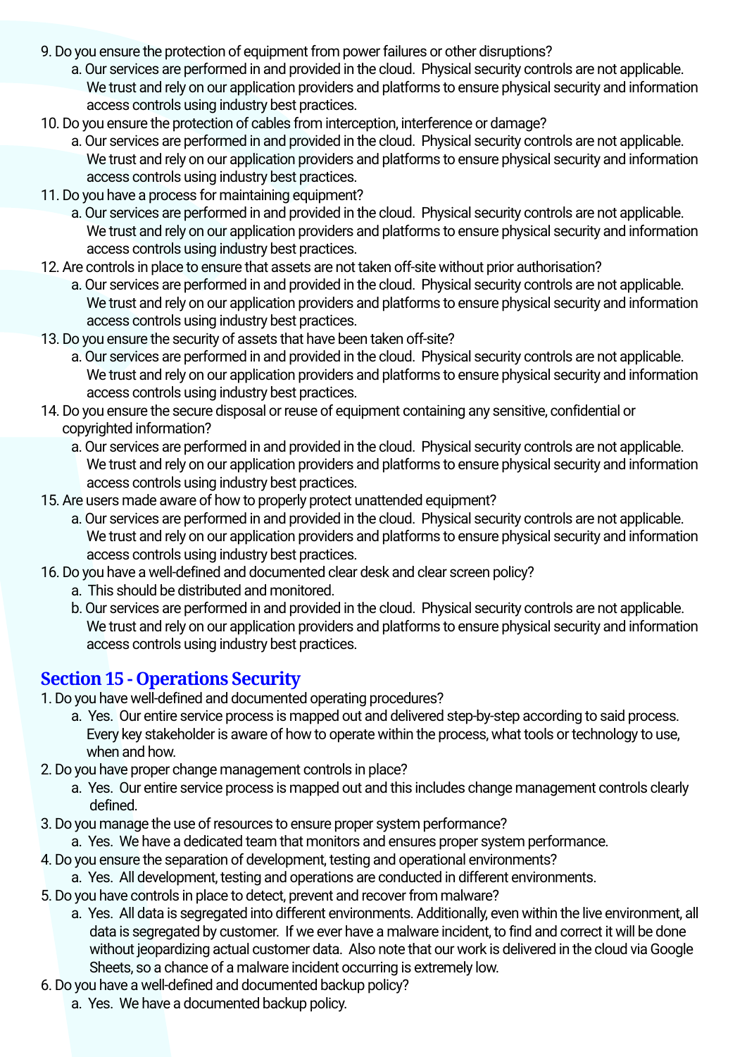9. Do you ensure the protection of equipment from power failures or other disruptions?
    a. Our services are performed in and provided in the cloud. Physical security controls are not applicable. We trust and rely on our application providers and platforms to ensure physical security and information access controls using industry best practices.
10. Do you ensure the protection of cables from interception, interference or damage?
    a. Our services are performed in and provided in the cloud. Physical security controls are not applicable. We trust and rely on our application providers and platforms to ensure physical security and information access controls using industry best practices.
11. Do you have a process for maintaining equipment?
    a. Our services are performed in and provided in the cloud. Physical security controls are not applicable. We trust and rely on our application providers and platforms to ensure physical security and information access controls using industry best practices.
12. Are controls in place to ensure that assets are not taken off-site without prior authorisation?
    a. Our services are performed in and provided in the cloud. Physical security controls are not applicable. We trust and rely on our application providers and platforms to ensure physical security and information access controls using industry best practices.
13. Do you ensure the security of assets that have been taken off-site?
    a. Our services are performed in and provided in the cloud. Physical security controls are not applicable. We trust and rely on our application providers and platforms to ensure physical security and information access controls using industry best practices.
14. Do you ensure the secure disposal or reuse of equipment containing any sensitive, confidential or copyrighted information?
    a. Our services are performed in and provided in the cloud. Physical security controls are not applicable. We trust and rely on our application providers and platforms to ensure physical security and information access controls using industry best practices.
15. Are users made aware of how to properly protect unattended equipment?
    a. Our services are performed in and provided in the cloud. Physical security controls are not applicable. We trust and rely on our application providers and platforms to ensure physical security and information access controls using industry best practices.
16. Do you have a well-defined and documented clear desk and clear screen policy?
    a. This should be distributed and monitored.
    b. Our services are performed in and provided in the cloud. Physical security controls are not applicable. We trust and rely on our application providers and platforms to ensure physical security and information access controls using industry best practices.

## Section 15 - Operations Security

1. Do you have well-defined and documented operating procedures?
    a. Yes. Our entire service process is mapped out and delivered step-by-step according to said process. Every key stakeholder is aware of how to operate within the process, what tools or technology to use, when and how.
2. Do you have proper change management controls in place?
    a. Yes. Our entire service process is mapped out and this includes change management controls clearly defined.
3. Do you manage the use of resources to ensure proper system performance?
    a. Yes. We have a dedicated team that monitors and ensures proper system performance.
4. Do you ensure the separation of development, testing and operational environments?
    a. Yes. All development, testing and operations are conducted in different environments.
5. Do you have controls in place to detect, prevent and recover from malware?
    a. Yes. All data is segregated into different environments. Additionally, even within the live environment, all data is segregated by customer. If we ever have a malware incident, to find and correct it will be done without jeopardizing actual customer data. Also note that our work is delivered in the cloud via Google Sheets, so a chance of a malware incident occurring is extremely low.
6. Do you have a well-defined and documented backup policy?
    a. Yes. We have a documented backup policy.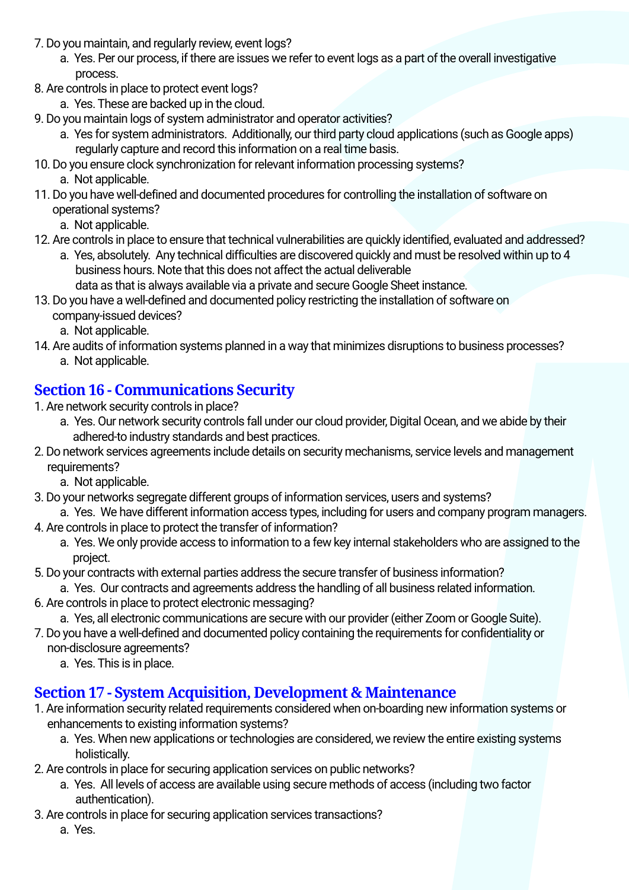7. Do you maintain, and regularly review, event logs?
    a. Yes. Per our process, if there are issues we refer to event logs as a part of the overall investigative process.
8. Are controls in place to protect event logs?
    a. Yes. These are backed up in the cloud.
9. Do you maintain logs of system administrator and operator activities?
    a. Yes for system administrators. Additionally, our third party cloud applications (such as Google apps) regularly capture and record this information on a real time basis.
10. Do you ensure clock synchronization for relevant information processing systems?
    a. Not applicable.
11. Do you have well-defined and documented procedures for controlling the installation of software on operational systems?
    a. Not applicable.
12. Are controls in place to ensure that technical vulnerabilities are quickly identified, evaluated and addressed?
    a. Yes, absolutely. Any technical difficulties are discovered quickly and must be resolved within up to 4 business hours. Note that this does not affect the actual deliverable data as that is always available via a private and secure Google Sheet instance.
13. Do you have a well-defined and documented policy restricting the installation of software on company-issued devices?
    a. Not applicable.
14. Are audits of information systems planned in a way that minimizes disruptions to business processes?
    a. Not applicable.

## Section 16 - Communications Security

1. Are network security controls in place?
    a. Yes. Our network security controls fall under our cloud provider, Digital Ocean, and we abide by their adhered-to industry standards and best practices.
2. Do network services agreements include details on security mechanisms, service levels and management requirements?
    a. Not applicable.
3. Do your networks segregate different groups of information services, users and systems?
    a. Yes. We have different information access types, including for users and company program managers.
4. Are controls in place to protect the transfer of information?
    a. Yes. We only provide access to information to a few key internal stakeholders who are assigned to the project.
5. Do your contracts with external parties address the secure transfer of business information?
    a. Yes. Our contracts and agreements address the handling of all business related information.
6. Are controls in place to protect electronic messaging?
    a. Yes, all electronic communications are secure with our provider (either Zoom or Google Suite).
7. Do you have a well-defined and documented policy containing the requirements for confidentiality or non-disclosure agreements?
    a. Yes. This is in place.

## Section 17 - System Acquisition, Development & Maintenance

1. Are information security related requirements considered when on-boarding new information systems or enhancements to existing information systems?
    a. Yes. When new applications or technologies are considered, we review the entire existing systems holistically.
2. Are controls in place for securing application services on public networks?
    a. Yes. All levels of access are available using secure methods of access (including two factor authentication).
3. Are controls in place for securing application services transactions?
    a. Yes.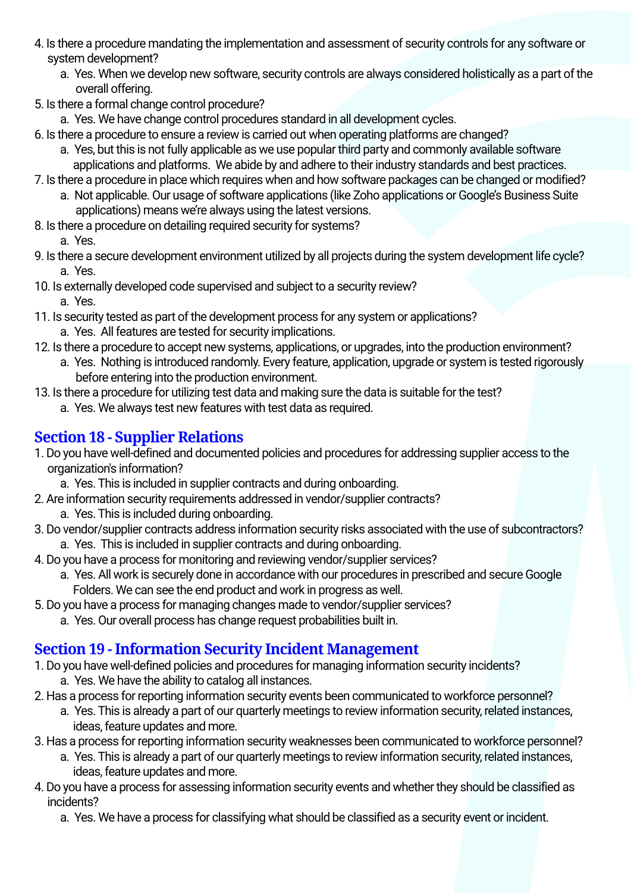4. Is there a procedure mandating the implementation and assessment of security controls for any software or system development?
    a. Yes. When we develop new software, security controls are always considered holistically as a part of the overall offering.
5. Is there a formal change control procedure?
    a. Yes. We have change control procedures standard in all development cycles.
6. Is there a procedure to ensure a review is carried out when operating platforms are changed?
    a. Yes, but this is not fully applicable as we use popular third party and commonly available software applications and platforms. We abide by and adhere to their industry standards and best practices.
7. Is there a procedure in place which requires when and how software packages can be changed or modified?
    a. Not applicable. Our usage of software applications (like Zoho applications or Google's Business Suite applications) means we're always using the latest versions.
8. Is there a procedure on detailing required security for systems?
    a. Yes.
9. Is there a secure development environment utilized by all projects during the system development life cycle?
    a. Yes.
10. Is externally developed code supervised and subject to a security review?
    a. Yes.
11. Is security tested as part of the development process for any system or applications?
    a. Yes. All features are tested for security implications.
12. Is there a procedure to accept new systems, applications, or upgrades, into the production environment?
    a. Yes. Nothing is introduced randomly. Every feature, application, upgrade or system is tested rigorously before entering into the production environment.
13. Is there a procedure for utilizing test data and making sure the data is suitable for the test?
    a. Yes. We always test new features with test data as required.

## Section 18 - Supplier Relations

1. Do you have well-defined and documented policies and procedures for addressing supplier access to the organization's information?
    a. Yes. This is included in supplier contracts and during onboarding.
2. Are information security requirements addressed in vendor/supplier contracts?
    a. Yes. This is included during onboarding.
3. Do vendor/supplier contracts address information security risks associated with the use of subcontractors?
    a. Yes. This is included in supplier contracts and during onboarding.
4. Do you have a process for monitoring and reviewing vendor/supplier services?
    a. Yes. All work is securely done in accordance with our procedures in prescribed and secure Google Folders. We can see the end product and work in progress as well.
5. Do you have a process for managing changes made to vendor/supplier services?
    a. Yes. Our overall process has change request probabilities built in.

## Section 19 - Information Security Incident Management

1. Do you have well-defined policies and procedures for managing information security incidents?
    a. Yes. We have the ability to catalog all instances.
2. Has a process for reporting information security events been communicated to workforce personnel?
    a. Yes. This is already a part of our quarterly meetings to review information security, related instances, ideas, feature updates and more.
3. Has a process for reporting information security weaknesses been communicated to workforce personnel?
    a. Yes. This is already a part of our quarterly meetings to review information security, related instances, ideas, feature updates and more.
4. Do you have a process for assessing information security events and whether they should be classified as incidents?
    a. Yes. We have a process for classifying what should be classified as a security event or incident.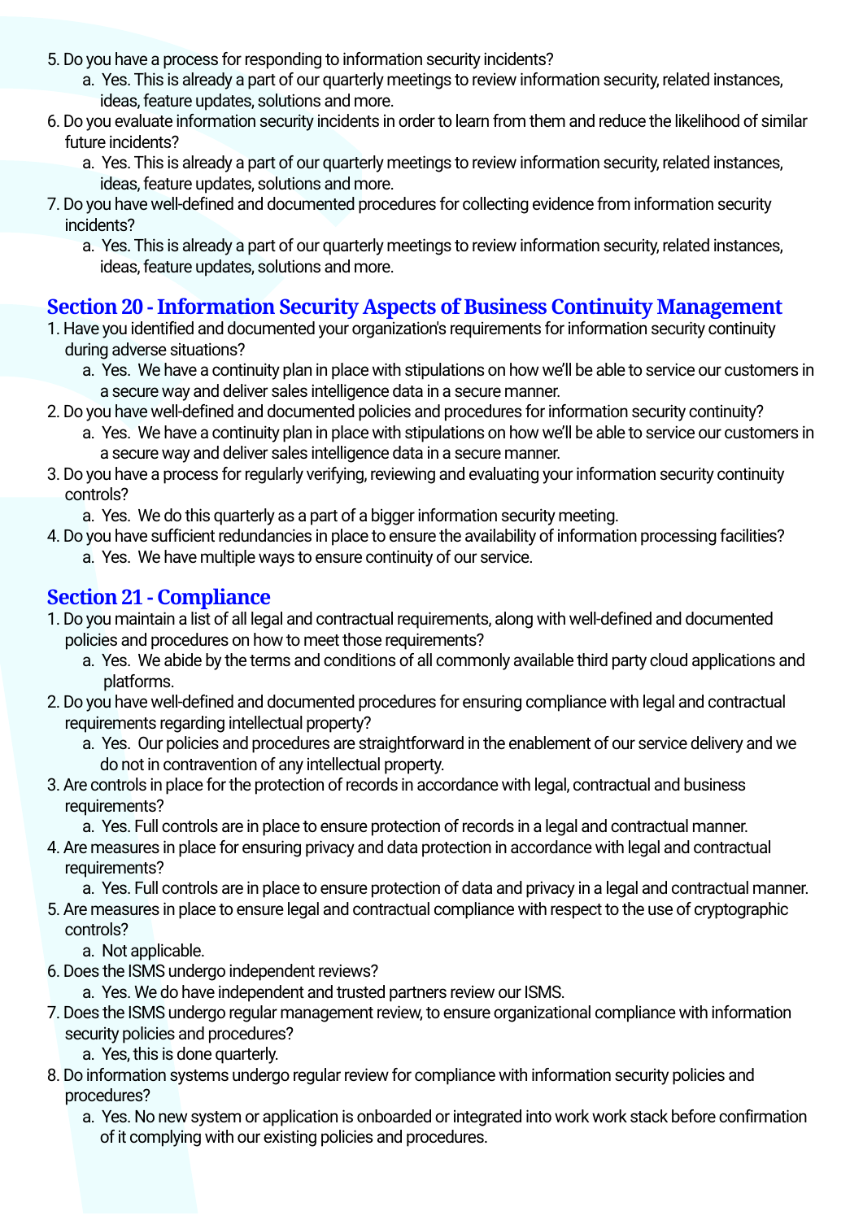5. Do you have a process for responding to information security incidents?
    a. Yes. This is already a part of our quarterly meetings to review information security, related instances, ideas, feature updates, solutions and more.
6. Do you evaluate information security incidents in order to learn from them and reduce the likelihood of similar future incidents?
    a. Yes. This is already a part of our quarterly meetings to review information security, related instances, ideas, feature updates, solutions and more.
7. Do you have well-defined and documented procedures for collecting evidence from information security incidents?
    a. Yes. This is already a part of our quarterly meetings to review information security, related instances, ideas, feature updates, solutions and more.

## Section 20 - Information Security Aspects of Business Continuity Management

1. Have you identified and documented your organization's requirements for information security continuity during adverse situations?
    a. Yes. We have a continuity plan in place with stipulations on how we'll be able to service our customers in a secure way and deliver sales intelligence data in a secure manner.
2. Do you have well-defined and documented policies and procedures for information security continuity?
    a. Yes. We have a continuity plan in place with stipulations on how we'll be able to service our customers in a secure way and deliver sales intelligence data in a secure manner.
3. Do you have a process for regularly verifying, reviewing and evaluating your information security continuity controls?
    a. Yes. We do this quarterly as a part of a bigger information security meeting.
4. Do you have sufficient redundancies in place to ensure the availability of information processing facilities?
    a. Yes. We have multiple ways to ensure continuity of our service.

## Section 21 - Compliance

1. Do you maintain a list of all legal and contractual requirements, along with well-defined and documented policies and procedures on how to meet those requirements?
    a. Yes. We abide by the terms and conditions of all commonly available third party cloud applications and platforms.
2. Do you have well-defined and documented procedures for ensuring compliance with legal and contractual requirements regarding intellectual property?
    a. Yes. Our policies and procedures are straightforward in the enablement of our service delivery and we do not in contravention of any intellectual property.
3. Are controls in place for the protection of records in accordance with legal, contractual and business requirements?
    a. Yes. Full controls are in place to ensure protection of records in a legal and contractual manner.
4. Are measures in place for ensuring privacy and data protection in accordance with legal and contractual requirements?
    a. Yes. Full controls are in place to ensure protection of data and privacy in a legal and contractual manner.
5. Are measures in place to ensure legal and contractual compliance with respect to the use of cryptographic controls?
    a. Not applicable.
6. Does the ISMS undergo independent reviews?
    a. Yes. We do have independent and trusted partners review our ISMS.
7. Does the ISMS undergo regular management review, to ensure organizational compliance with information security policies and procedures?
    a. Yes, this is done quarterly.
8. Do information systems undergo regular review for compliance with information security policies and procedures?
    a. Yes. No new system or application is onboarded or integrated into work work stack before confirmation of it complying with our existing policies and procedures.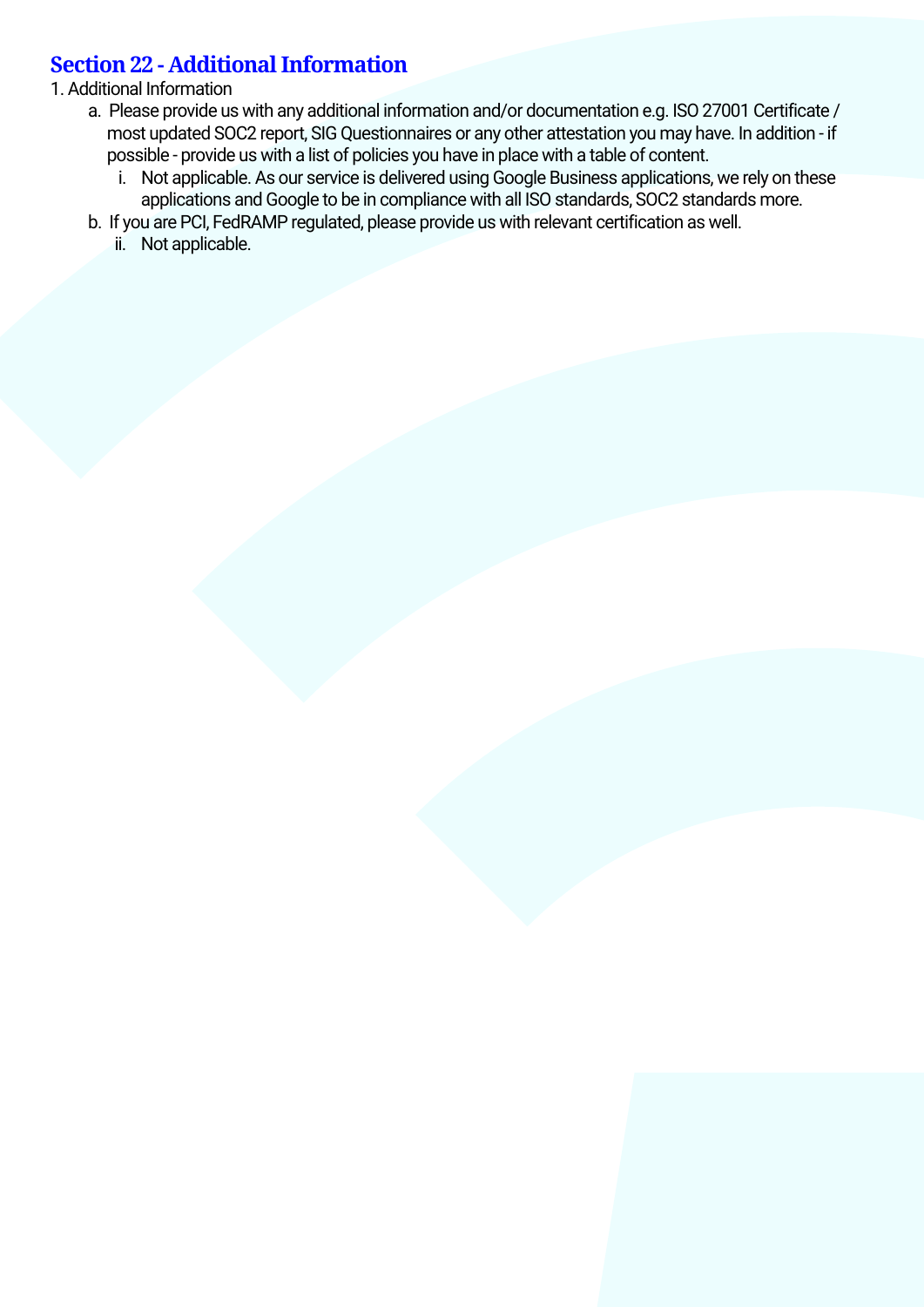## Section 22 - Additional Information

1. Additional Information
   a. Please provide us with any additional information and/or documentation e.g. ISO 27001 Certificate / most updated SOC2 report, SIG Questionnaires or any other attestation you may have. In addition - if possible - provide us with a list of policies you have in place with a table of content.
      i. Not applicable. As our service is delivered using Google Business applications, we rely on these applications and Google to be in compliance with all ISO standards, SOC2 standards more.
   b. If you are PCI, FedRAMP regulated, please provide us with relevant certification as well.
      ii. Not applicable.